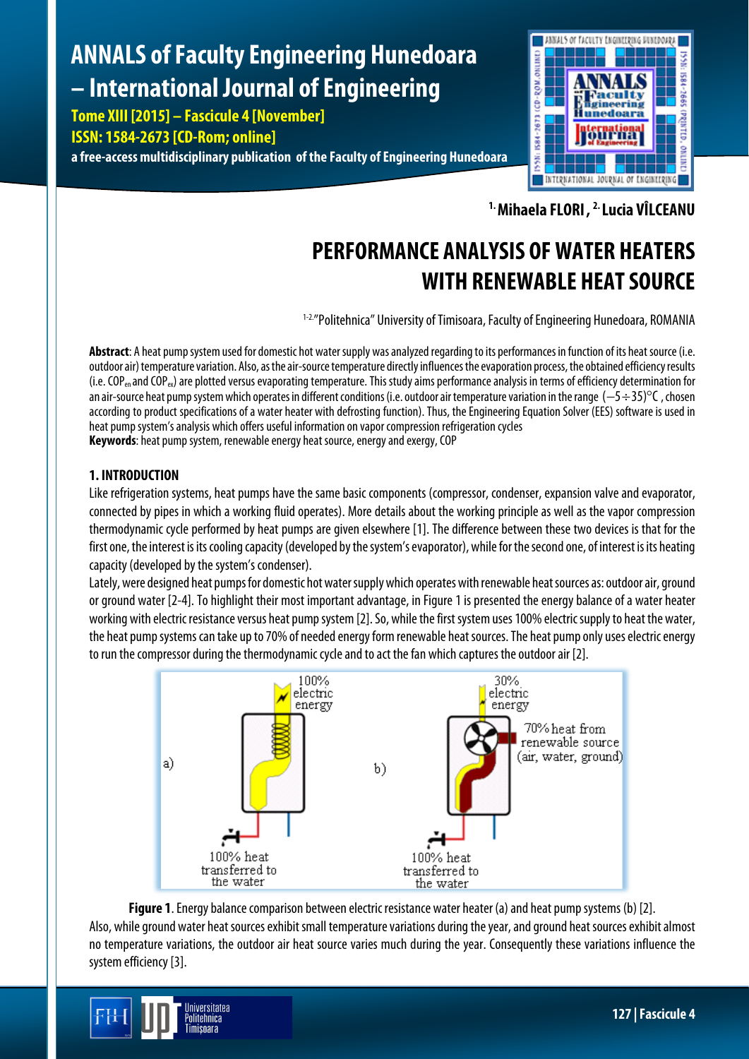# ANNALS of Faculty Engineering Hunedoara – International Journal of Engineering

**Tome XIII [2015] – Fascicule 4 [November]**
**ISSN: 1584-2673 [CD-Rom; online]**
**a free-access multidisciplinary publication of the Faculty of Engineering Hunedoara**

[1.] **Mihaela FLORI**, [2.] **Lucia VÎLCEANU**

# PERFORMANCE ANALYSIS OF WATER HEATERS WITH RENEWABLE HEAT SOURCE

[1-2.] "Politehnica" University of Timisoara, Faculty of Engineering Hunedoara, ROMANIA

**Abstract**: A heat pump system used for domestic hot water supply was analyzed regarding to its performances in function of its heat source (i.e. outdoor air) temperature variation. Also, as the air-source temperature directly influences the evaporation process, the obtained efficiency results (i.e. $COP_{en}$ and $COP_{ex}$) are plotted versus evaporating temperature. This study aims performance analysis in terms of efficiency determination for an air-source heat pump system which operates in different conditions (i.e. outdoor air temperature variation in the range $(-5 \div 35)°C$, chosen according to product specifications of a water heater with defrosting function). Thus, the Engineering Equation Solver (EES) software is used in heat pump system's analysis which offers useful information on vapor compression refrigeration cycles

**Keywords**: heat pump system, renewable energy heat source, energy and exergy, COP

## 1. INTRODUCTION

Like refrigeration systems, heat pumps have the same basic components (compressor, condenser, expansion valve and evaporator, connected by pipes in which a working fluid operates). More details about the working principle as well as the vapor compression thermodynamic cycle performed by heat pumps are given elsewhere [1]. The difference between these two devices is that for the first one, the interest is its cooling capacity (developed by the system's evaporator), while for the second one, of interest is its heating capacity (developed by the system's condenser).

Lately, were designed heat pumps for domestic hot water supply which operates with renewable heat sources as: outdoor air, ground or ground water [2-4]. To highlight their most important advantage, in Figure 1 is presented the energy balance of a water heater working with electric resistance versus heat pump system [2]. So, while the first system uses 100% electric supply to heat the water, the heat pump systems can take up to 70% of needed energy form renewable heat sources. The heat pump only uses electric energy to run the compressor during the thermodynamic cycle and to act the fan which captures the outdoor air [2].

**Figure 1**. Energy balance comparison between electric resistance water heater (a) and heat pump systems (b) [2].

Also, while ground water heat sources exhibit small temperature variations during the year, and ground heat sources exhibit almost no temperature variations, the outdoor air heat source varies much during the year. Consequently these variations influence the system efficiency [3].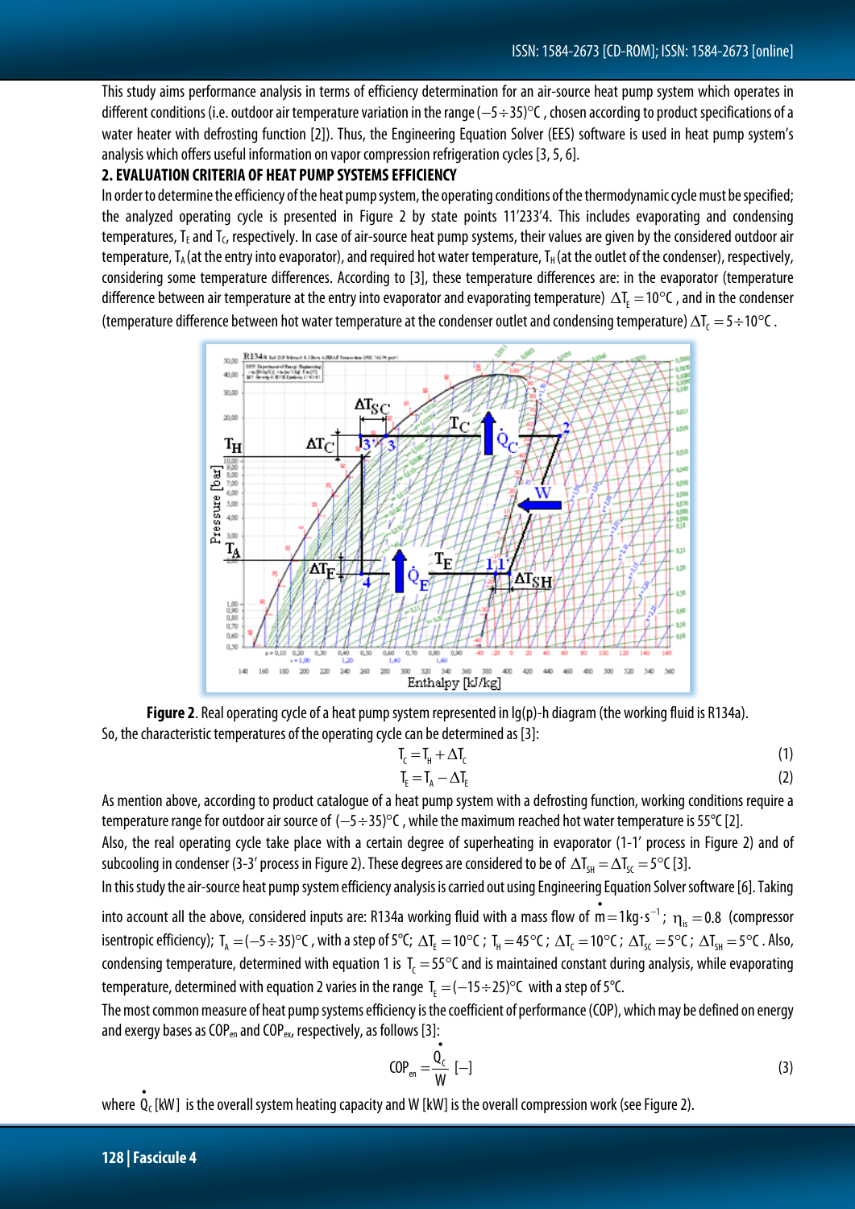This study aims performance analysis in terms of efficiency determination for an air-source heat pump system which operates in different conditions (i.e. outdoor air temperature variation in the range $(-5 \div 35)°C$, chosen according to product specifications of a water heater with defrosting function [2]). Thus, the Engineering Equation Solver (EES) software is used in heat pump system's analysis which offers useful information on vapor compression refrigeration cycles [3, 5, 6].

## 2. EVALUATION CRITERIA OF HEAT PUMP SYSTEMS EFFICIENCY

In order to determine the efficiency of the heat pump system, the operating conditions of the thermodynamic cycle must be specified; the analyzed operating cycle is presented in Figure 2 by state points 11'233'4. This includes evaporating and condensing temperatures, $T_E$ and $T_C$, respectively. In case of air-source heat pump systems, their values are given by the considered outdoor air temperature, $T_A$ (at the entry into evaporator), and required hot water temperature, $T_H$ (at the outlet of the condenser), respectively, considering some temperature differences. According to [3], these temperature differences are: in the evaporator (temperature difference between air temperature at the entry into evaporator and evaporating temperature) $\Delta T_E = 10°C$, and in the condenser (temperature difference between hot water temperature at the condenser outlet and condensing temperature) $\Delta T_C = 5 \div 10°C$.

**Figure 2**. Real operating cycle of a heat pump system represented in lg(p)-h diagram (the working fluid is R134a).

So, the characteristic temperatures of the operating cycle can be determined as [3]:

$$T_C = T_H + \Delta T_C \tag{1}$$

$$T_E = T_A - \Delta T_E \tag{2}$$

As mention above, according to product catalogue of a heat pump system with a defrosting function, working conditions require a temperature range for outdoor air source of $(-5 \div 35)°C$, while the maximum reached hot water temperature is 55°C [2].

Also, the real operating cycle take place with a certain degree of superheating in evaporator (1-1' process in Figure 2) and of subcooling in condenser (3-3' process in Figure 2). These degrees are considered to be of $\Delta T_{SH} = \Delta T_{SC} = 5°C$ [3].

In this study the air-source heat pump system efficiency analysis is carried out using Engineering Equation Solver software [6]. Taking into account all the above, considered inputs are: R134a working fluid with a mass flow of $\dot{m} = 1 kg \cdot s^{-1}$; $\eta_{is} = 0.8$ (compressor isentropic efficiency); $T_A = (-5 \div 35)°C$, with a step of 5°C; $\Delta T_E = 10°C$; $T_H = 45°C$; $\Delta T_C = 10°C$; $\Delta T_{SC} = 5°C$; $\Delta T_{SH} = 5°C$. Also, condensing temperature, determined with equation 1 is $T_C = 55°C$ and is maintained constant during analysis, while evaporating temperature, determined with equation 2 varies in the range $T_E = (-15 \div 25)°C$ with a step of 5°C.

The most common measure of heat pump systems efficiency is the coefficient of performance (COP), which may be defined on energy and exergy bases as $COP_{en}$ and $COP_{ex}$, respectively, as follows [3]:

$$COP_{en} = \frac{\dot{Q}_C}{W} \; [-] \tag{3}$$

where $\dot{Q}_C$ [kW] is the overall system heating capacity and W [kW] is the overall compression work (see Figure 2).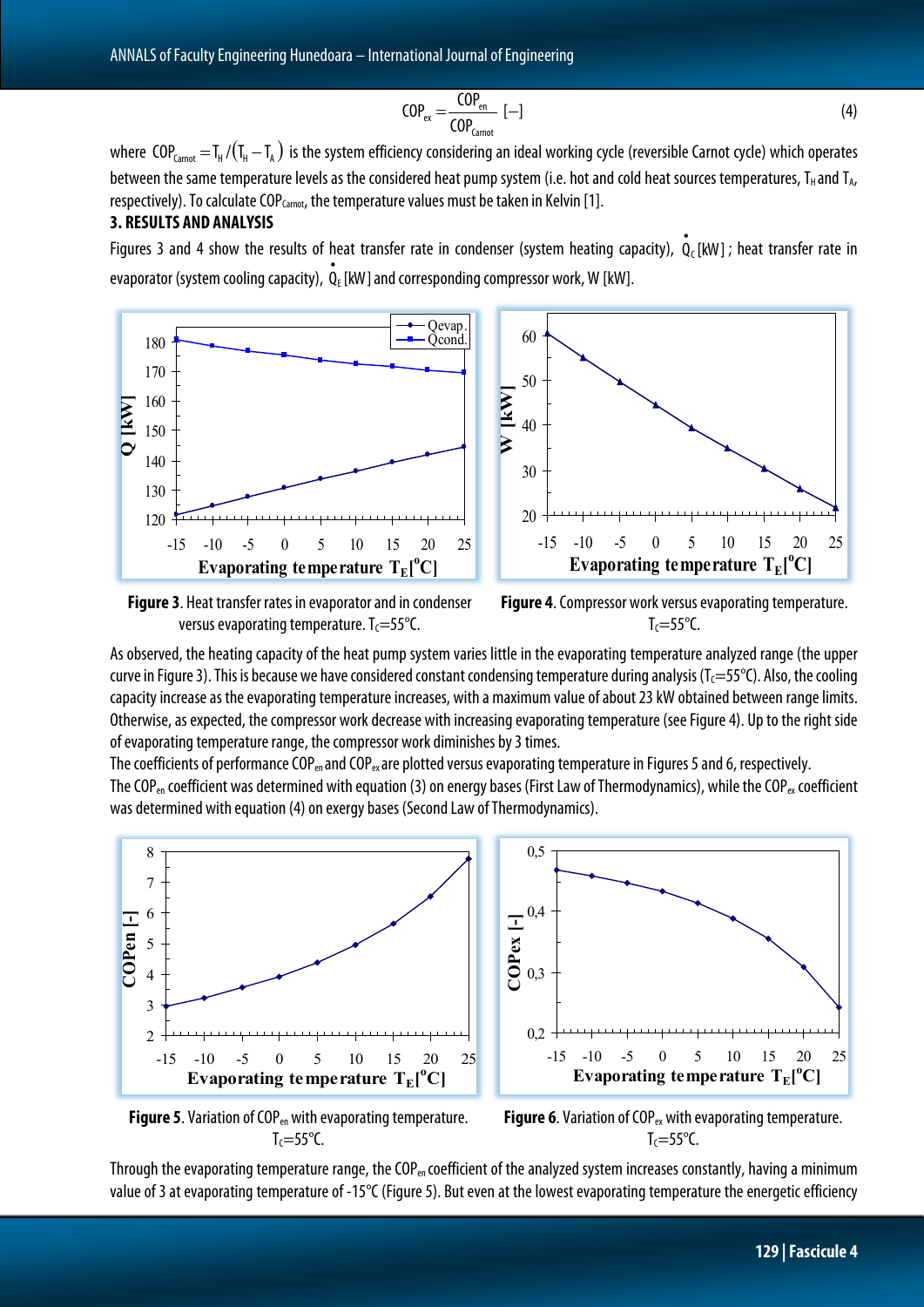$$COP_{ex} = \frac{COP_{en}}{COP_{Carnot}} \; [-] \tag{4}$$

where $COP_{Carnot} = T_H / (T_H - T_A)$ is the system efficiency considering an ideal working cycle (reversible Carnot cycle) which operates between the same temperature levels as the considered heat pump system (i.e. hot and cold heat sources temperatures, $T_H$ and $T_A$, respectively). To calculate $COP_{Carnot}$, the temperature values must be taken in Kelvin [1].

## 3. RESULTS AND ANALYSIS

Figures 3 and 4 show the results of heat transfer rate in condenser (system heating capacity), $\dot{Q}_C$ [kW]; heat transfer rate in evaporator (system cooling capacity), $\dot{Q}_E$ [kW] and corresponding compressor work, W [kW].

**Figure 3**. Heat transfer rates in evaporator and in condenser versus evaporating temperature. $T_C$=55°C.

**Figure 4**. Compressor work versus evaporating temperature. $T_C$=55°C.

As observed, the heating capacity of the heat pump system varies little in the evaporating temperature analyzed range (the upper curve in Figure 3). This is because we have considered constant condensing temperature during analysis ($T_C$=55°C). Also, the cooling capacity increase as the evaporating temperature increases, with a maximum value of about 23 kW obtained between range limits. Otherwise, as expected, the compressor work decrease with increasing evaporating temperature (see Figure 4). Up to the right side of evaporating temperature range, the compressor work diminishes by 3 times.

The coefficients of performance $COP_{en}$ and $COP_{ex}$ are plotted versus evaporating temperature in Figures 5 and 6, respectively.

The $COP_{en}$ coefficient was determined with equation (3) on energy bases (First Law of Thermodynamics), while the $COP_{ex}$ coefficient was determined with equation (4) on exergy bases (Second Law of Thermodynamics).

**Figure 5**. Variation of $COP_{en}$ with evaporating temperature. $T_C$=55°C.

**Figure 6**. Variation of $COP_{ex}$ with evaporating temperature. $T_C$=55°C.

Through the evaporating temperature range, the $COP_{en}$ coefficient of the analyzed system increases constantly, having a minimum value of 3 at evaporating temperature of -15°C (Figure 5). But even at the lowest evaporating temperature the energetic efficiency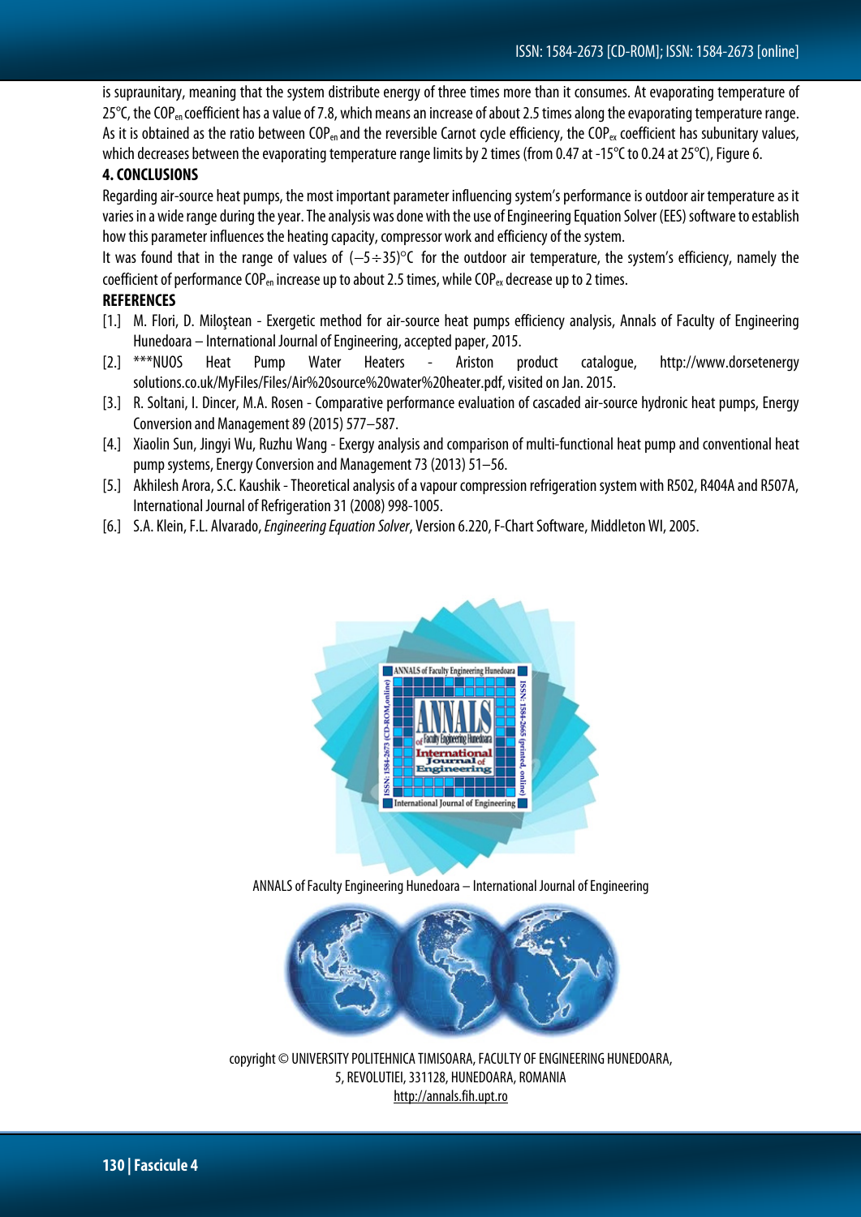is supraunitary, meaning that the system distribute energy of three times more than it consumes. At evaporating temperature of 25°C, the $COP_{en}$ coefficient has a value of 7.8, which means an increase of about 2.5 times along the evaporating temperature range. As it is obtained as the ratio between $COP_{en}$ and the reversible Carnot cycle efficiency, the $COP_{ex}$ coefficient has subunitary values, which decreases between the evaporating temperature range limits by 2 times (from 0.47 at -15°C to 0.24 at 25°C), Figure 6.

## 4. CONCLUSIONS

Regarding air-source heat pumps, the most important parameter influencing system's performance is outdoor air temperature as it varies in a wide range during the year. The analysis was done with the use of Engineering Equation Solver (EES) software to establish how this parameter influences the heating capacity, compressor work and efficiency of the system.

It was found that in the range of values of $(-5 \div 35)$°C for the outdoor air temperature, the system's efficiency, namely the coefficient of performance $COP_{en}$ increase up to about 2.5 times, while $COP_{ex}$ decrease up to 2 times.

## REFERENCES

[1.] M. Flori, D. Miloştean - Exergetic method for air-source heat pumps efficiency analysis, Annals of Faculty of Engineering Hunedoara – International Journal of Engineering, accepted paper, 2015.

[2.] ***NUOS Heat Pump Water Heaters - Ariston product catalogue, http://www.dorsetenergy solutions.co.uk/MyFiles/Files/Air%20source%20water%20heater.pdf, visited on Jan. 2015.

[3.] R. Soltani, I. Dincer, M.A. Rosen - Comparative performance evaluation of cascaded air-source hydronic heat pumps, Energy Conversion and Management 89 (2015) 577–587.

[4.] Xiaolin Sun, Jingyi Wu, Ruzhu Wang - Exergy analysis and comparison of multi-functional heat pump and conventional heat pump systems, Energy Conversion and Management 73 (2013) 51–56.

[5.] Akhilesh Arora, S.C. Kaushik - Theoretical analysis of a vapour compression refrigeration system with R502, R404A and R507A, International Journal of Refrigeration 31 (2008) 998-1005.

[6.] S.A. Klein, F.L. Alvarado, *Engineering Equation Solver*, Version 6.220, F-Chart Software, Middleton WI, 2005.

ANNALS of Faculty Engineering Hunedoara – International Journal of Engineering

copyright © UNIVERSITY POLITEHNICA TIMISOARA, FACULTY OF ENGINEERING HUNEDOARA, 5, REVOLUTIEI, 331128, HUNEDOARA, ROMANIA
http://annals.fih.upt.ro